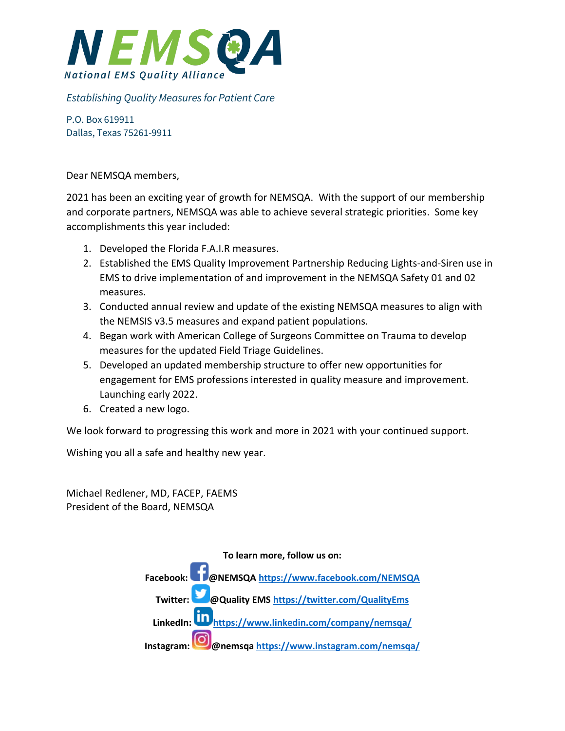# NEMSQA

*National EMS Quality Alliance*

*Establishing Quality Measures for Patient Care*

P.O. Box 619911
Dallas, Texas 75261-9911

Dear NEMSQA members,

2021 has been an exciting year of growth for NEMSQA. With the support of our membership and corporate partners, NEMSQA was able to achieve several strategic priorities. Some key accomplishments this year included:

1. Developed the Florida F.A.I.R measures.
2. Established the EMS Quality Improvement Partnership Reducing Lights-and-Siren use in EMS to drive implementation of and improvement in the NEMSQA Safety 01 and 02 measures.
3. Conducted annual review and update of the existing NEMSQA measures to align with the NEMSIS v3.5 measures and expand patient populations.
4. Began work with American College of Surgeons Committee on Trauma to develop measures for the updated Field Triage Guidelines.
5. Developed an updated membership structure to offer new opportunities for engagement for EMS professions interested in quality measure and improvement. Launching early 2022.
6. Created a new logo.

We look forward to progressing this work and more in 2021 with your continued support.

Wishing you all a safe and healthy new year.

Michael Redlener, MD, FACEP, FAEMS
President of the Board, NEMSQA

**To learn more, follow us on:**

**Facebook: @NEMSQA https://www.facebook.com/NEMSQA**

**Twitter: @Quality EMS https://twitter.com/QualityEms**

**LinkedIn: https://www.linkedin.com/company/nemsqa/**

**Instagram: @nemsqa https://www.instagram.com/nemsqa/**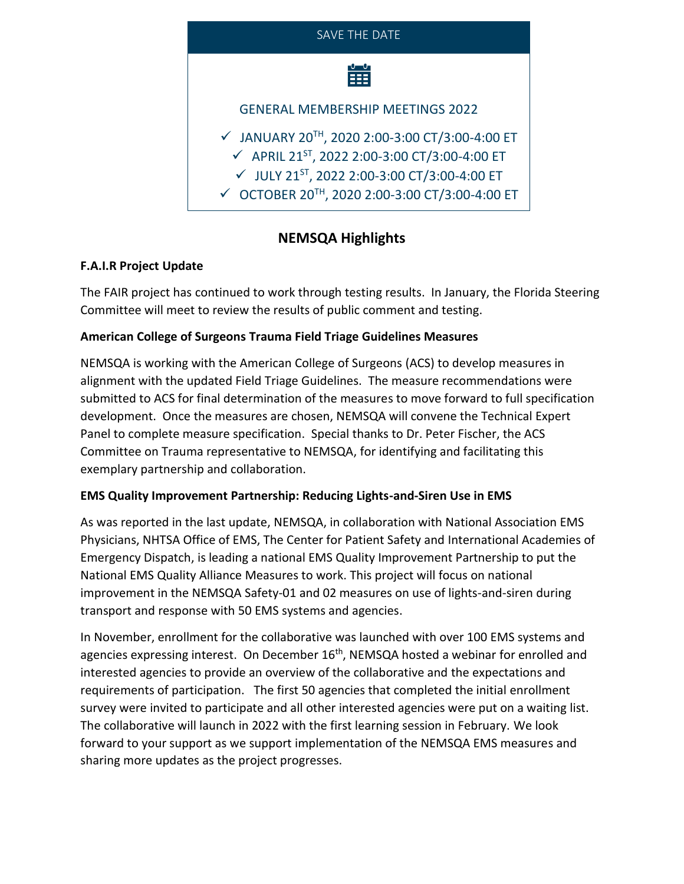SAVE THE DATE

GENERAL MEMBERSHIP MEETINGS 2022

- ✓ JANUARY 20TH, 2020 2:00-3:00 CT/3:00-4:00 ET
- ✓ APRIL 21ST, 2022 2:00-3:00 CT/3:00-4:00 ET
- ✓ JULY 21ST, 2022 2:00-3:00 CT/3:00-4:00 ET
- ✓ OCTOBER 20TH, 2020 2:00-3:00 CT/3:00-4:00 ET

## NEMSQA Highlights

**F.A.I.R Project Update**

The FAIR project has continued to work through testing results. In January, the Florida Steering Committee will meet to review the results of public comment and testing.

**American College of Surgeons Trauma Field Triage Guidelines Measures**

NEMSQA is working with the American College of Surgeons (ACS) to develop measures in alignment with the updated Field Triage Guidelines. The measure recommendations were submitted to ACS for final determination of the measures to move forward to full specification development. Once the measures are chosen, NEMSQA will convene the Technical Expert Panel to complete measure specification. Special thanks to Dr. Peter Fischer, the ACS Committee on Trauma representative to NEMSQA, for identifying and facilitating this exemplary partnership and collaboration.

**EMS Quality Improvement Partnership: Reducing Lights-and-Siren Use in EMS**

As was reported in the last update, NEMSQA, in collaboration with National Association EMS Physicians, NHTSA Office of EMS, The Center for Patient Safety and International Academies of Emergency Dispatch, is leading a national EMS Quality Improvement Partnership to put the National EMS Quality Alliance Measures to work. This project will focus on national improvement in the NEMSQA Safety-01 and 02 measures on use of lights-and-siren during transport and response with 50 EMS systems and agencies.

In November, enrollment for the collaborative was launched with over 100 EMS systems and agencies expressing interest. On December 16th, NEMSQA hosted a webinar for enrolled and interested agencies to provide an overview of the collaborative and the expectations and requirements of participation. The first 50 agencies that completed the initial enrollment survey were invited to participate and all other interested agencies were put on a waiting list. The collaborative will launch in 2022 with the first learning session in February. We look forward to your support as we support implementation of the NEMSQA EMS measures and sharing more updates as the project progresses.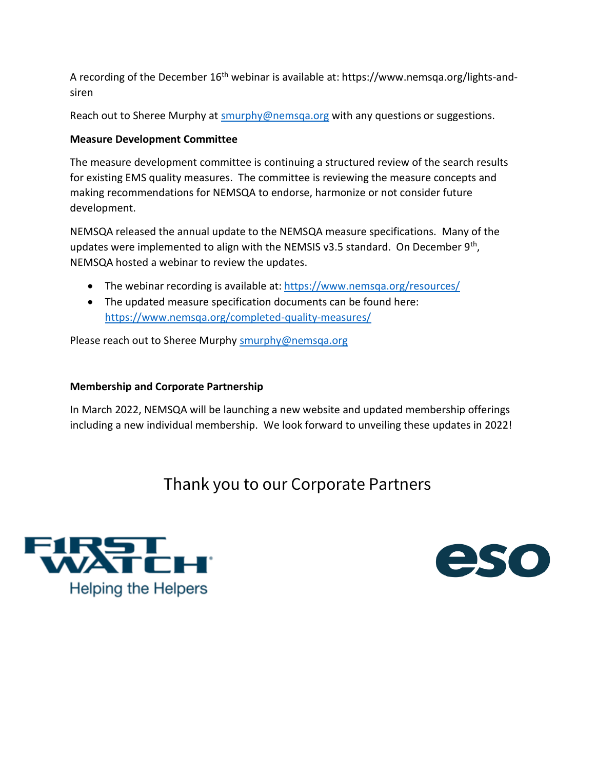A recording of the December 16th webinar is available at: https://www.nemsqa.org/lights-and-siren

Reach out to Sheree Murphy at smurphy@nemsqa.org with any questions or suggestions.

**Measure Development Committee**

The measure development committee is continuing a structured review of the search results for existing EMS quality measures. The committee is reviewing the measure concepts and making recommendations for NEMSQA to endorse, harmonize or not consider future development.

NEMSQA released the annual update to the NEMSQA measure specifications. Many of the updates were implemented to align with the NEMSIS v3.5 standard. On December 9th, NEMSQA hosted a webinar to review the updates.

- The webinar recording is available at: https://www.nemsqa.org/resources/
- The updated measure specification documents can be found here: https://www.nemsqa.org/completed-quality-measures/

Please reach out to Sheree Murphy smurphy@nemsqa.org

**Membership and Corporate Partnership**

In March 2022, NEMSQA will be launching a new website and updated membership offerings including a new individual membership. We look forward to unveiling these updates in 2022!

## Thank you to our Corporate Partners

FIRST WATCH
Helping the Helpers

eso